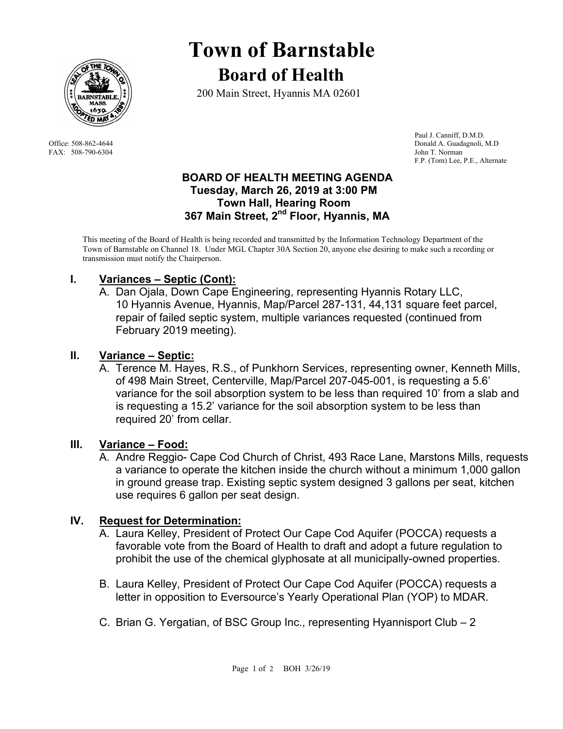# Town of Barnstable

## Board of Health

200 Main Street, Hyannis MA 02601

Office: 508-862-4644
FAX: 508-790-6304

Paul J. Canniff, D.M.D.
Donald A. Guadagnoli, M.D
John T. Norman
F.P. (Tom) Lee, P.E., Alternate

**BOARD OF HEALTH MEETING AGENDA**
**Tuesday, March 26, 2019 at 3:00 PM**
**Town Hall, Hearing Room**
**367 Main Street, 2nd Floor, Hyannis, MA**

This meeting of the Board of Health is being recorded and transmitted by the Information Technology Department of the Town of Barnstable on Channel 18. Under MGL Chapter 30A Section 20, anyone else desiring to make such a recording or transmission must notify the Chairperson.

## I. Variances – Septic (Cont):

A. Dan Ojala, Down Cape Engineering, representing Hyannis Rotary LLC, 10 Hyannis Avenue, Hyannis, Map/Parcel 287-131, 44,131 square feet parcel, repair of failed septic system, multiple variances requested (continued from February 2019 meeting).

## II. Variance – Septic:

A. Terence M. Hayes, R.S., of Punkhorn Services, representing owner, Kenneth Mills, of 498 Main Street, Centerville, Map/Parcel 207-045-001, is requesting a 5.6' variance for the soil absorption system to be less than required 10' from a slab and is requesting a 15.2' variance for the soil absorption system to be less than required 20' from cellar.

## III. Variance – Food:

A. Andre Reggio- Cape Cod Church of Christ, 493 Race Lane, Marstons Mills, requests a variance to operate the kitchen inside the church without a minimum 1,000 gallon in ground grease trap. Existing septic system designed 3 gallons per seat, kitchen use requires 6 gallon per seat design.

## IV. Request for Determination:

A. Laura Kelley, President of Protect Our Cape Cod Aquifer (POCCA) requests a favorable vote from the Board of Health to draft and adopt a future regulation to prohibit the use of the chemical glyphosate at all municipally-owned properties.

B. Laura Kelley, President of Protect Our Cape Cod Aquifer (POCCA) requests a letter in opposition to Eversource's Yearly Operational Plan (YOP) to MDAR.

C. Brian G. Yergatian, of BSC Group Inc., representing Hyannisport Club – 2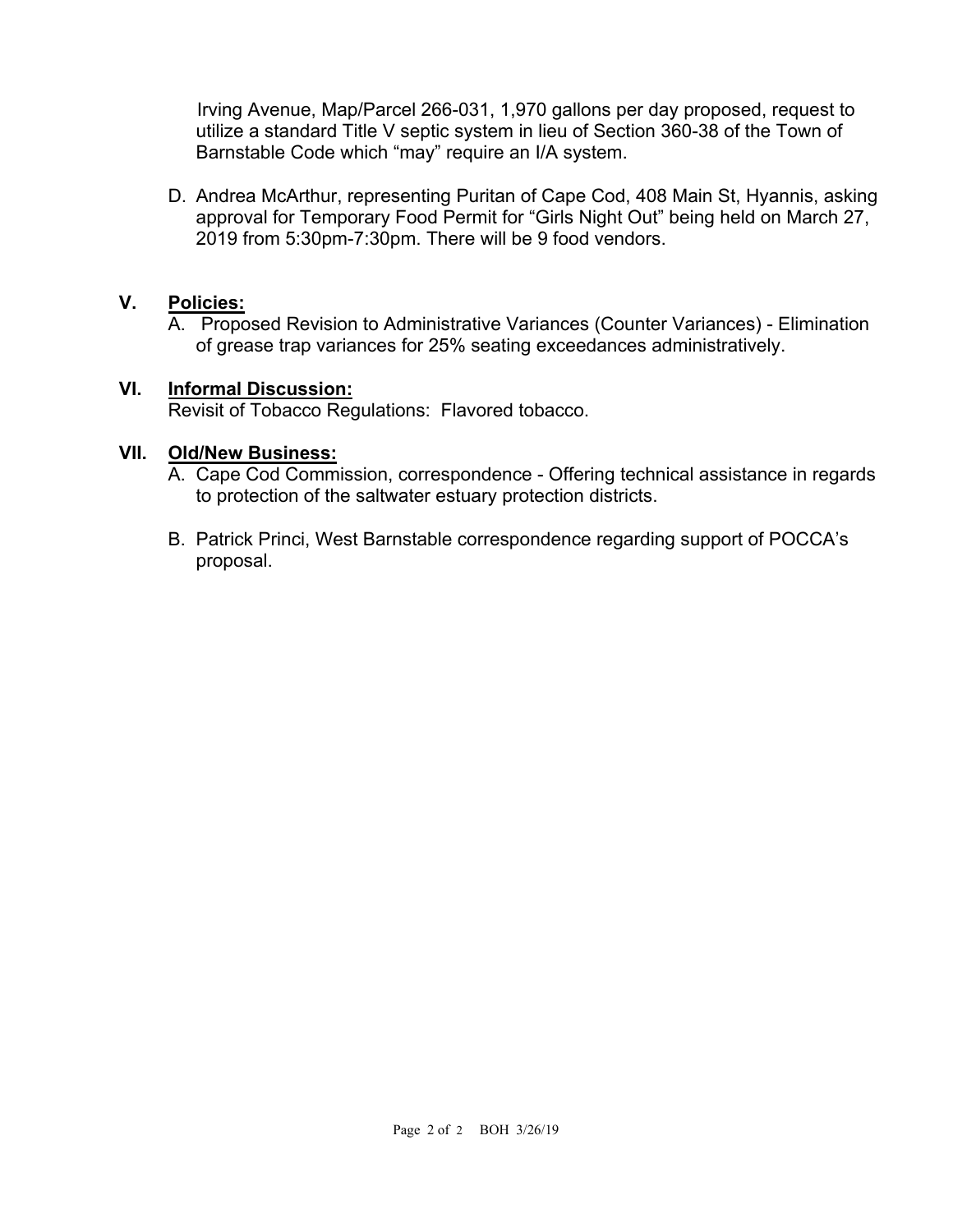Irving Avenue, Map/Parcel 266-031, 1,970 gallons per day proposed, request to utilize a standard Title V septic system in lieu of Section 360-38 of the Town of Barnstable Code which "may" require an I/A system.

D. Andrea McArthur, representing Puritan of Cape Cod, 408 Main St, Hyannis, asking approval for Temporary Food Permit for "Girls Night Out" being held on March 27, 2019 from 5:30pm-7:30pm. There will be 9 food vendors.

## V. Policies:

A. Proposed Revision to Administrative Variances (Counter Variances) - Elimination of grease trap variances for 25% seating exceedances administratively.

## VI. Informal Discussion:

Revisit of Tobacco Regulations: Flavored tobacco.

## VII. Old/New Business:

A. Cape Cod Commission, correspondence - Offering technical assistance in regards to protection of the saltwater estuary protection districts.

B. Patrick Princi, West Barnstable correspondence regarding support of POCCA's proposal.